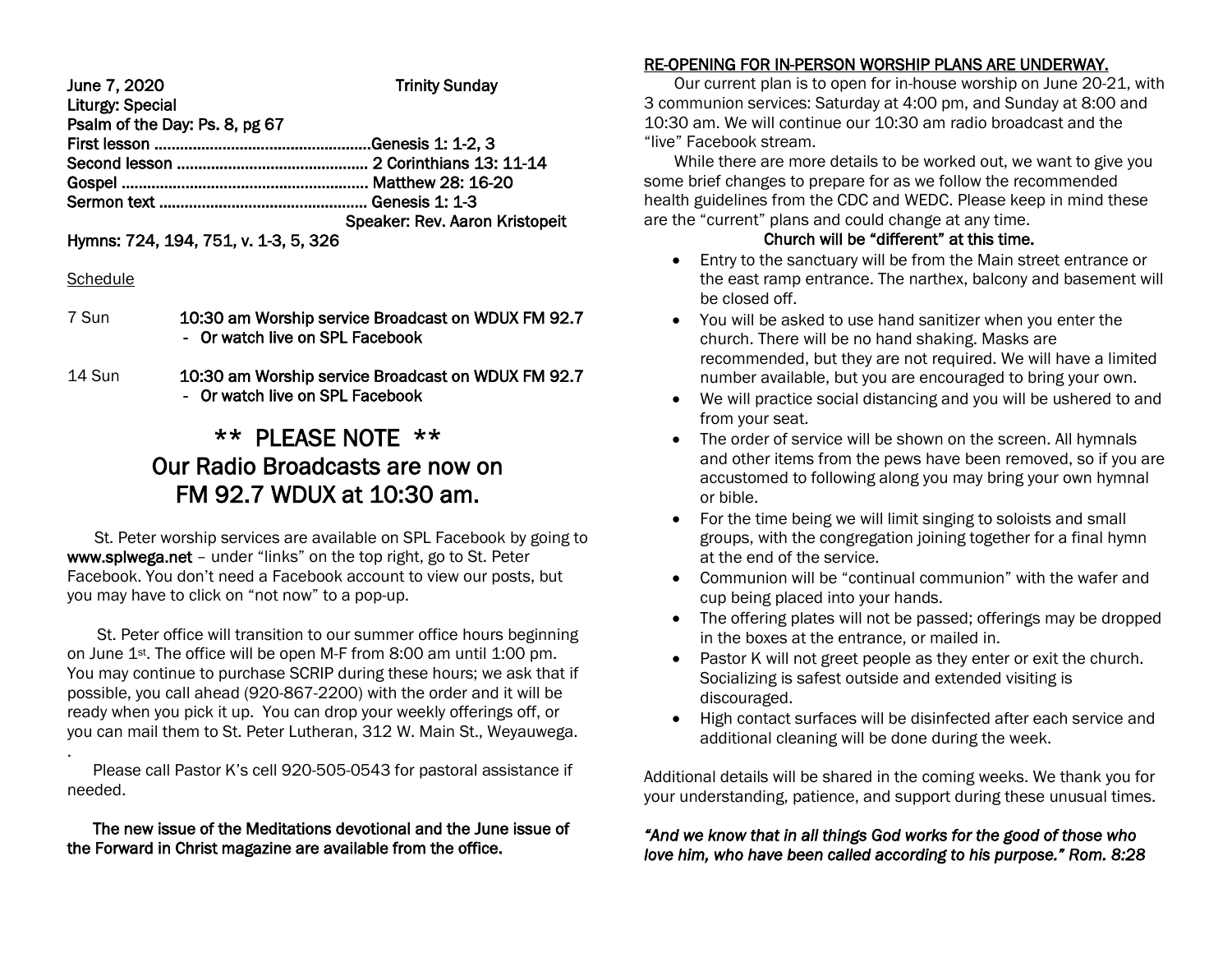June 7, 2020 Trinity Sunday

Liturgy: Special

Psalm of the Day: Ps. 8, pg 67

First lesson ..................................................Genesis 1: 1-2, 3

Second lesson ............................................ 2 Corinthians 13: 11-14

Gospel ........................................................ Matthew 28: 16-20

Sermon text ................................................ Genesis 1: 1-3

Speaker: Rev. Aaron Kristopeit

Hymns: 724, 194, 751, v. 1-3, 5, 326

Schedule

| | |
|---|---|
| 7 Sun | **10:30 am Worship service Broadcast on WDUX FM 92.7**<br>- Or watch live on SPL Facebook |
| 14 Sun | **10:30 am Worship service Broadcast on WDUX FM 92.7**<br>- Or watch live on SPL Facebook |

## ** PLEASE NOTE **
## Our Radio Broadcasts are now on FM 92.7 WDUX at 10:30 am.

St. Peter worship services are available on SPL Facebook by going to **www.splwega.net** – under "links" on the top right, go to St. Peter Facebook. You don't need a Facebook account to view our posts, but you may have to click on "not now" to a pop-up.

St. Peter office will transition to our summer office hours beginning on June 1st. The office will be open M-F from 8:00 am until 1:00 pm. You may continue to purchase SCRIP during these hours; we ask that if possible, you call ahead (920-867-2200) with the order and it will be ready when you pick it up. You can drop your weekly offerings off, or you can mail them to St. Peter Lutheran, 312 W. Main St., Weyauwega.

.

Please call Pastor K's cell 920-505-0543 for pastoral assistance if needed.

**The new issue of the Meditations devotional and the June issue of the Forward in Christ magazine are available from the office.**

## RE-OPENING FOR IN-PERSON WORSHIP PLANS ARE UNDERWAY.

Our current plan is to open for in-house worship on June 20-21, with 3 communion services: Saturday at 4:00 pm, and Sunday at 8:00 and 10:30 am. We will continue our 10:30 am radio broadcast and the "live" Facebook stream.

While there are more details to be worked out, we want to give you some brief changes to prepare for as we follow the recommended health guidelines from the CDC and WEDC. Please keep in mind these are the "current" plans and could change at any time.

**Church will be "different" at this time.**

- Entry to the sanctuary will be from the Main street entrance or the east ramp entrance. The narthex, balcony and basement will be closed off.
- You will be asked to use hand sanitizer when you enter the church. There will be no hand shaking. Masks are recommended, but they are not required. We will have a limited number available, but you are encouraged to bring your own.
- We will practice social distancing and you will be ushered to and from your seat.
- The order of service will be shown on the screen. All hymnals and other items from the pews have been removed, so if you are accustomed to following along you may bring your own hymnal or bible.
- For the time being we will limit singing to soloists and small groups, with the congregation joining together for a final hymn at the end of the service.
- Communion will be "continual communion" with the wafer and cup being placed into your hands.
- The offering plates will not be passed; offerings may be dropped in the boxes at the entrance, or mailed in.
- Pastor K will not greet people as they enter or exit the church. Socializing is safest outside and extended visiting is discouraged.
- High contact surfaces will be disinfected after each service and additional cleaning will be done during the week.

Additional details will be shared in the coming weeks. We thank you for your understanding, patience, and support during these unusual times.

*"And we know that in all things God works for the good of those who love him, who have been called according to his purpose." Rom. 8:28*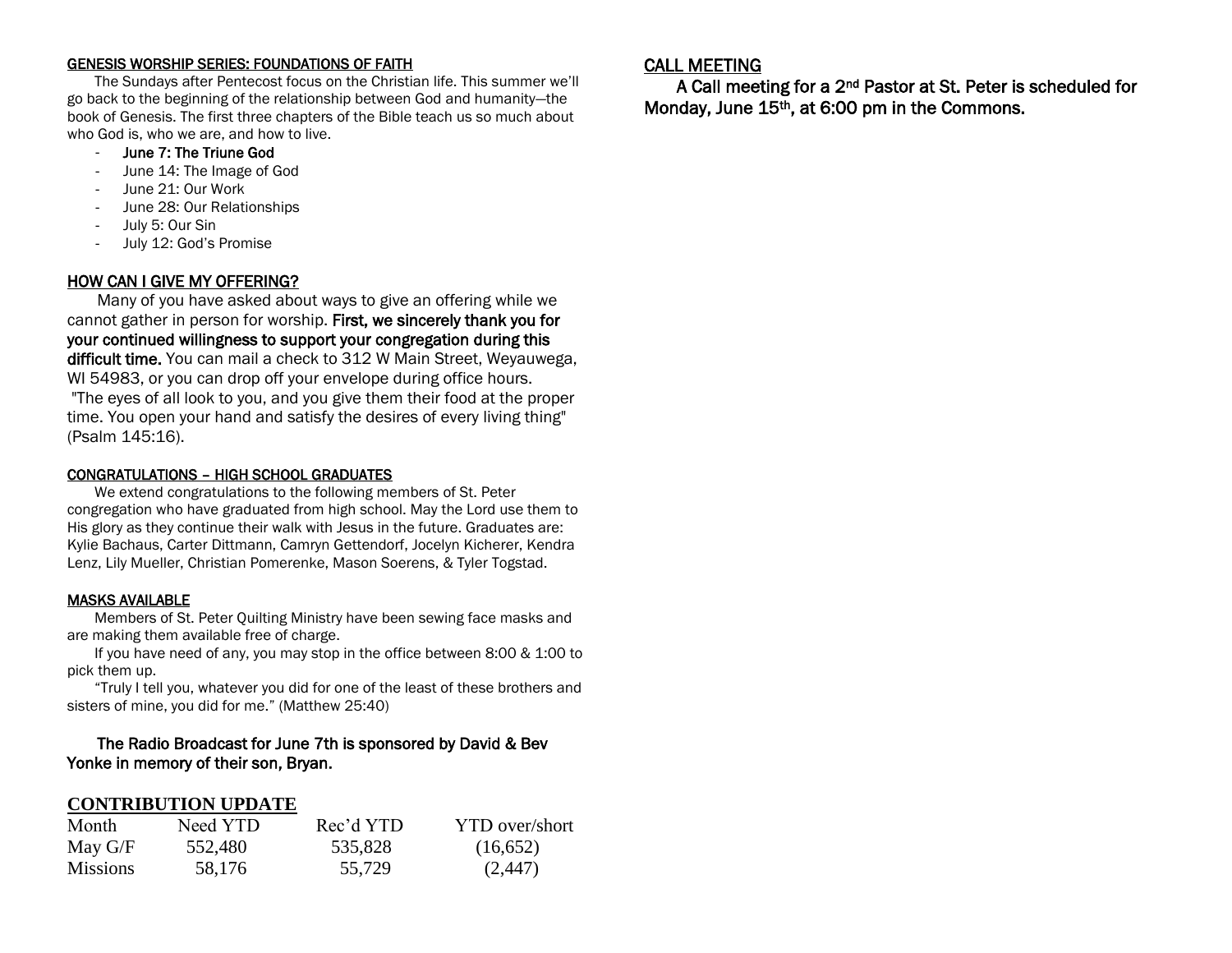## GENESIS WORSHIP SERIES: FOUNDATIONS OF FAITH

The Sundays after Pentecost focus on the Christian life. This summer we'll go back to the beginning of the relationship between God and humanity—the book of Genesis. The first three chapters of the Bible teach us so much about who God is, who we are, and how to live.

- **June 7: The Triune God**
- June 14: The Image of God
- June 21: Our Work
- June 28: Our Relationships
- July 5: Our Sin
- July 12: God's Promise

## HOW CAN I GIVE MY OFFERING?

Many of you have asked about ways to give an offering while we cannot gather in person for worship. **First, we sincerely thank you for your continued willingness to support your congregation during this difficult time.** You can mail a check to 312 W Main Street, Weyauwega, WI 54983, or you can drop off your envelope during office hours.
"The eyes of all look to you, and you give them their food at the proper time. You open your hand and satisfy the desires of every living thing" (Psalm 145:16).

## CONGRATULATIONS – HIGH SCHOOL GRADUATES

We extend congratulations to the following members of St. Peter congregation who have graduated from high school. May the Lord use them to His glory as they continue their walk with Jesus in the future. Graduates are: Kylie Bachaus, Carter Dittmann, Camryn Gettendorf, Jocelyn Kicherer, Kendra Lenz, Lily Mueller, Christian Pomerenke, Mason Soerens, & Tyler Togstad.

## MASKS AVAILABLE

Members of St. Peter Quilting Ministry have been sewing face masks and are making them available free of charge.

If you have need of any, you may stop in the office between 8:00 & 1:00 to pick them up.

"Truly I tell you, whatever you did for one of the least of these brothers and sisters of mine, you did for me." (Matthew 25:40)

**The Radio Broadcast for June 7th is sponsored by David & Bev Yonke in memory of their son, Bryan.**

## CONTRIBUTION UPDATE

| Month | Need YTD | Rec'd YTD | YTD over/short |
|---|---|---|---|
| May G/F | 552,480 | 535,828 | (16,652) |
| Missions | 58,176 | 55,729 | (2,447) |

## CALL MEETING

**A Call meeting for a 2nd Pastor at St. Peter is scheduled for Monday, June 15th, at 6:00 pm in the Commons.**